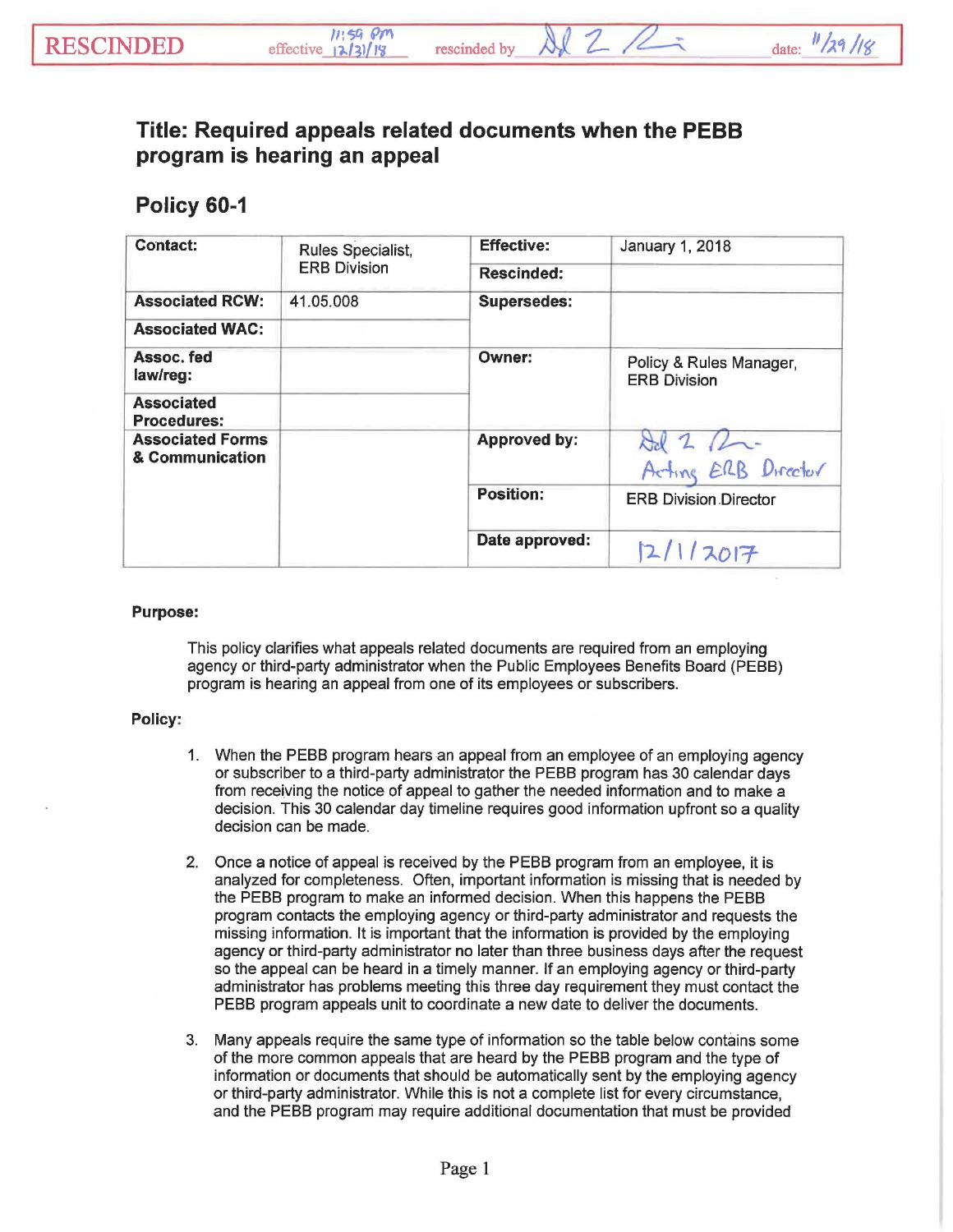RESCINDED effective 11:59 pm 12/31/18 rescinded by [signature] date: 11/29/18

# Title: Required appeals related documents when the PEBB program is hearing an appeal

## Policy 60-1

| Contact: | Rules Specialist, ERB Division | Effective: | January 1, 2018 |
|---|---|---|---|
| | | Rescinded: | |
| Associated RCW: | 41.05.008 | Supersedes: | |
| Associated WAC: | | | |
| Assoc. fed law/reg: | | Owner: | Policy & Rules Manager, ERB Division |
| Associated Procedures: | | | |
| Associated Forms & Communication | | Approved by: | [signature] Acting ERB Director |
| | | Position: | ERB Division Director |
| | | Date approved: | 12/1/2017 |

**Purpose:**

This policy clarifies what appeals related documents are required from an employing agency or third-party administrator when the Public Employees Benefits Board (PEBB) program is hearing an appeal from one of its employees or subscribers.

**Policy:**

1. When the PEBB program hears an appeal from an employee of an employing agency or subscriber to a third-party administrator the PEBB program has 30 calendar days from receiving the notice of appeal to gather the needed information and to make a decision. This 30 calendar day timeline requires good information upfront so a quality decision can be made.

2. Once a notice of appeal is received by the PEBB program from an employee, it is analyzed for completeness. Often, important information is missing that is needed by the PEBB program to make an informed decision. When this happens the PEBB program contacts the employing agency or third-party administrator and requests the missing information. It is important that the information is provided by the employing agency or third-party administrator no later than three business days after the request so the appeal can be heard in a timely manner. If an employing agency or third-party administrator has problems meeting this three day requirement they must contact the PEBB program appeals unit to coordinate a new date to deliver the documents.

3. Many appeals require the same type of information so the table below contains some of the more common appeals that are heard by the PEBB program and the type of information or documents that should be automatically sent by the employing agency or third-party administrator. While this is not a complete list for every circumstance, and the PEBB program may require additional documentation that must be provided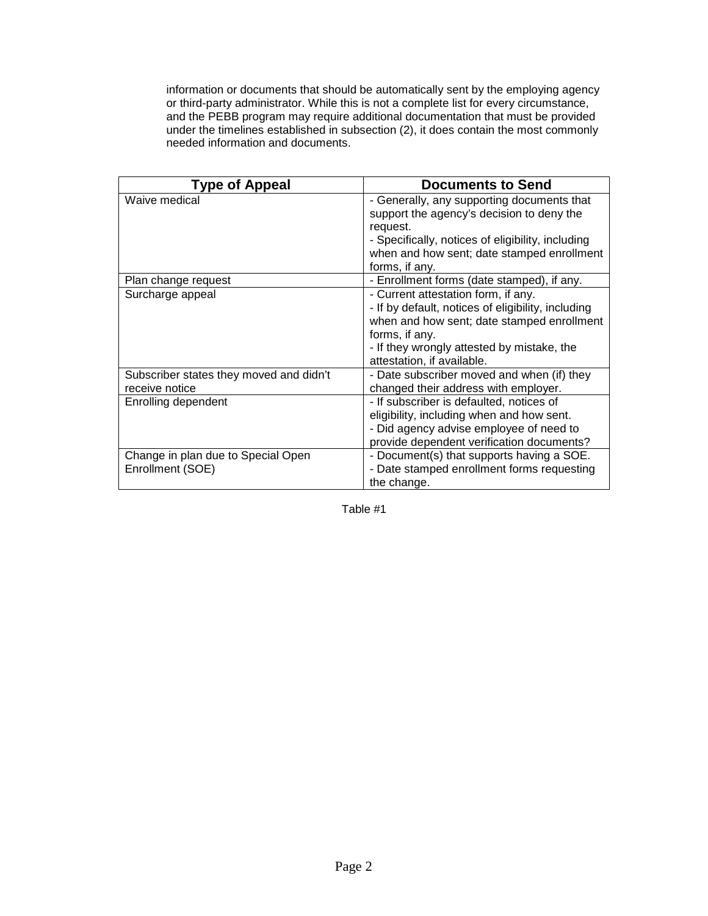information or documents that should be automatically sent by the employing agency or third-party administrator. While this is not a complete list for every circumstance, and the PEBB program may require additional documentation that must be provided under the timelines established in subsection (2), it does contain the most commonly needed information and documents.

| Type of Appeal | Documents to Send |
|---|---|
| Waive medical | - Generally, any supporting documents that support the agency's decision to deny the request.<br>- Specifically, notices of eligibility, including when and how sent; date stamped enrollment forms, if any. |
| Plan change request | - Enrollment forms (date stamped), if any. |
| Surcharge appeal | - Current attestation form, if any.<br>- If by default, notices of eligibility, including when and how sent; date stamped enrollment forms, if any.<br>- If they wrongly attested by mistake, the attestation, if available. |
| Subscriber states they moved and didn't receive notice | - Date subscriber moved and when (if) they changed their address with employer. |
| Enrolling dependent | - If subscriber is defaulted, notices of eligibility, including when and how sent.<br>- Did agency advise employee of need to provide dependent verification documents? |
| Change in plan due to Special Open Enrollment (SOE) | - Document(s) that supports having a SOE.<br>- Date stamped enrollment forms requesting the change. |

Table #1